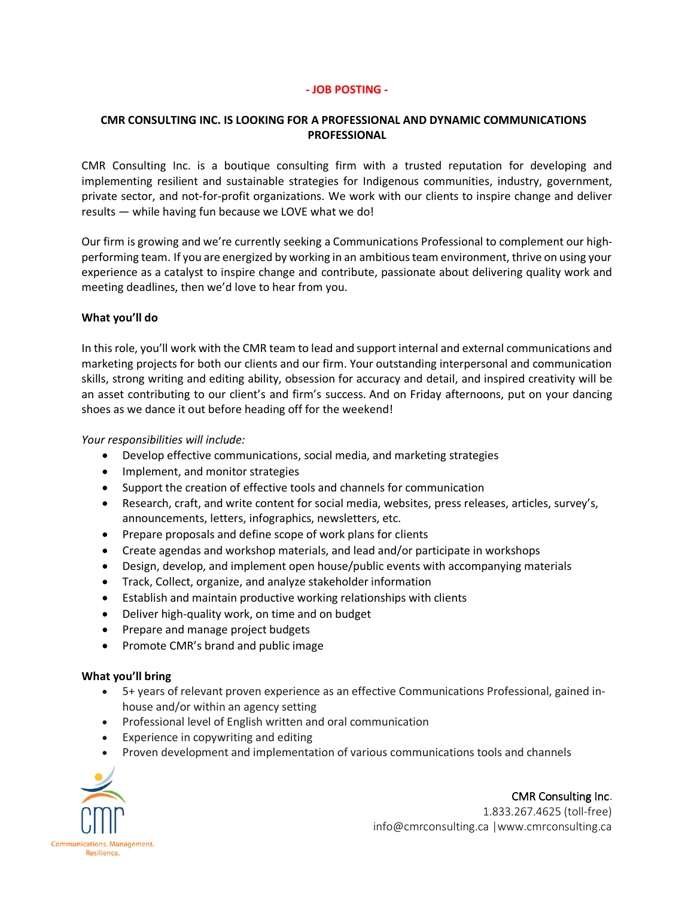**- JOB POSTING -**

# CMR CONSULTING INC. IS LOOKING FOR A PROFESSIONAL AND DYNAMIC COMMUNICATIONS PROFESSIONAL

CMR Consulting Inc. is a boutique consulting firm with a trusted reputation for developing and implementing resilient and sustainable strategies for Indigenous communities, industry, government, private sector, and not-for-profit organizations. We work with our clients to inspire change and deliver results — while having fun because we LOVE what we do!

Our firm is growing and we're currently seeking a Communications Professional to complement our high-performing team. If you are energized by working in an ambitious team environment, thrive on using your experience as a catalyst to inspire change and contribute, passionate about delivering quality work and meeting deadlines, then we'd love to hear from you.

## What you'll do

In this role, you'll work with the CMR team to lead and support internal and external communications and marketing projects for both our clients and our firm. Your outstanding interpersonal and communication skills, strong writing and editing ability, obsession for accuracy and detail, and inspired creativity will be an asset contributing to our client's and firm's success. And on Friday afternoons, put on your dancing shoes as we dance it out before heading off for the weekend!

*Your responsibilities will include:*

- Develop effective communications, social media, and marketing strategies
- Implement, and monitor strategies
- Support the creation of effective tools and channels for communication
- Research, craft, and write content for social media, websites, press releases, articles, survey's, announcements, letters, infographics, newsletters, etc.
- Prepare proposals and define scope of work plans for clients
- Create agendas and workshop materials, and lead and/or participate in workshops
- Design, develop, and implement open house/public events with accompanying materials
- Track, Collect, organize, and analyze stakeholder information
- Establish and maintain productive working relationships with clients
- Deliver high-quality work, on time and on budget
- Prepare and manage project budgets
- Promote CMR's brand and public image

## What you'll bring

- 5+ years of relevant proven experience as an effective Communications Professional, gained in-house and/or within an agency setting
- Professional level of English written and oral communication
- Experience in copywriting and editing
- Proven development and implementation of various communications tools and channels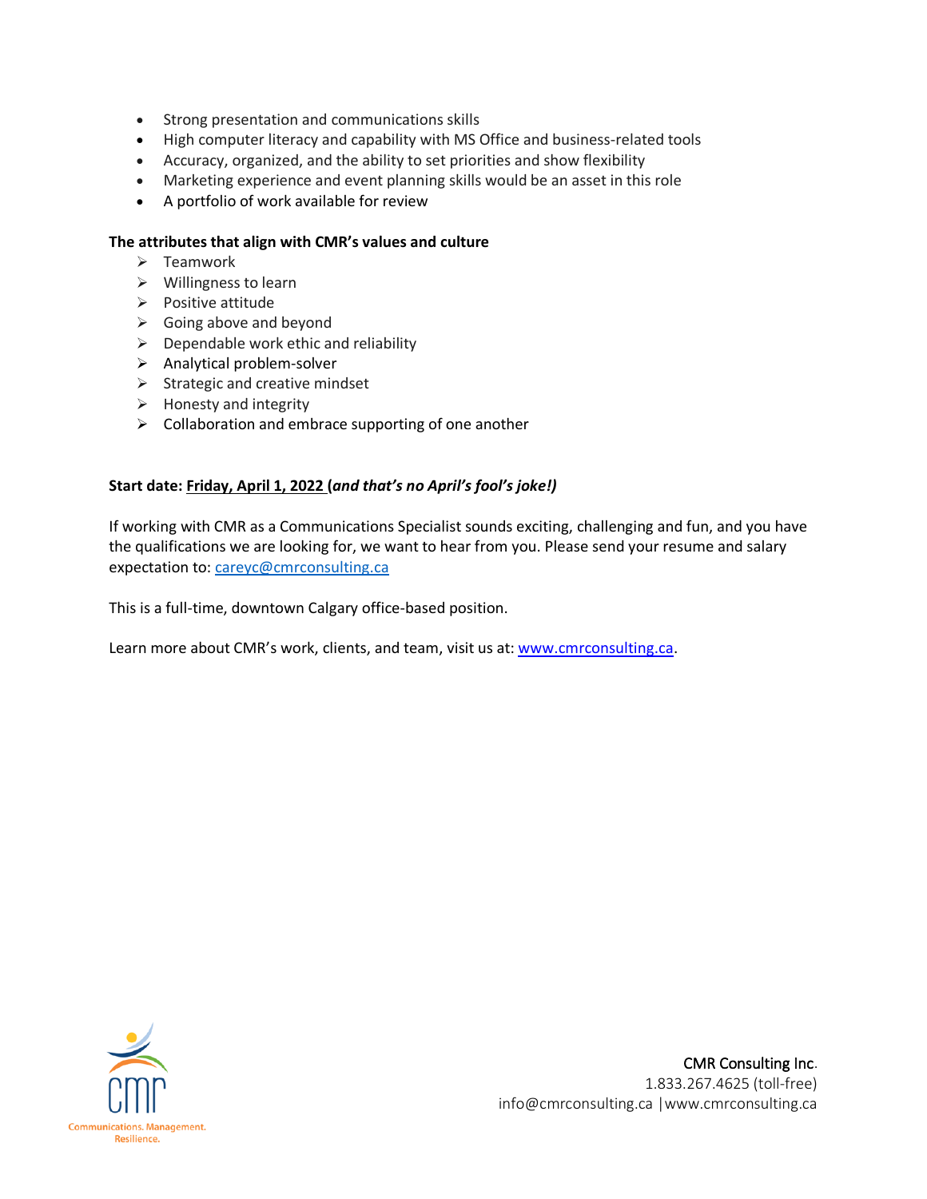- Strong presentation and communications skills
- High computer literacy and capability with MS Office and business-related tools
- Accuracy, organized, and the ability to set priorities and show flexibility
- Marketing experience and event planning skills would be an asset in this role
- A portfolio of work available for review

**The attributes that align with CMR's values and culture**

- Teamwork
- Willingness to learn
- Positive attitude
- Going above and beyond
- Dependable work ethic and reliability
- Analytical problem-solver
- Strategic and creative mindset
- Honesty and integrity
- Collaboration and embrace supporting of one another

**Start date: Friday, April 1, 2022 (*and that's no April's fool's joke!*)**

If working with CMR as a Communications Specialist sounds exciting, challenging and fun, and you have the qualifications we are looking for, we want to hear from you. Please send your resume and salary expectation to: careyc@cmrconsulting.ca

This is a full-time, downtown Calgary office-based position.

Learn more about CMR's work, clients, and team, visit us at: www.cmrconsulting.ca.

cmr
Communications. Management. Resilience.

CMR Consulting Inc.
1.833.267.4625 (toll-free)
info@cmrconsulting.ca | www.cmrconsulting.ca